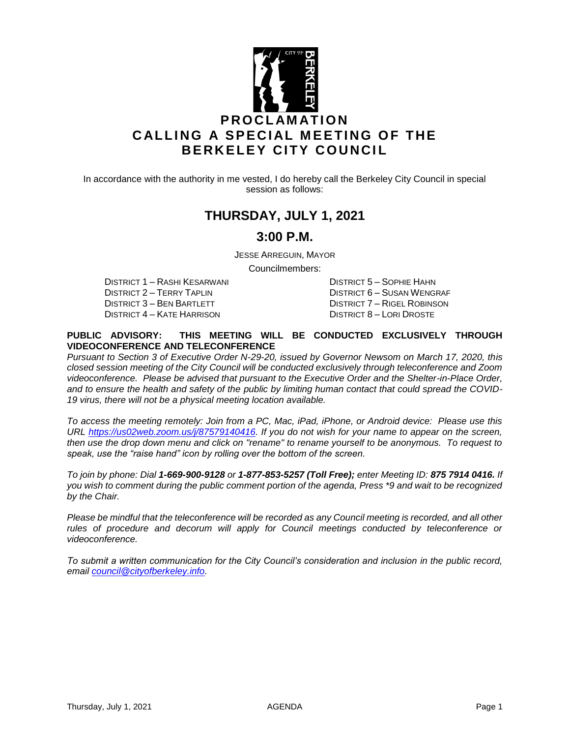# PROCLAMATION
# CALLING A SPECIAL MEETING OF THE BERKELEY CITY COUNCIL

In accordance with the authority in me vested, I do hereby call the Berkeley City Council in special session as follows:

## THURSDAY, JULY 1, 2021

## 3:00 P.M.

JESSE ARREGUIN, MAYOR

Councilmembers:

DISTRICT 1 – RASHI KESARWANI
DISTRICT 2 – TERRY TAPLIN
DISTRICT 3 – BEN BARTLETT
DISTRICT 4 – KATE HARRISON
DISTRICT 5 – SOPHIE HAHN
DISTRICT 6 – SUSAN WENGRAF
DISTRICT 7 – RIGEL ROBINSON
DISTRICT 8 – LORI DROSTE

**PUBLIC ADVISORY: THIS MEETING WILL BE CONDUCTED EXCLUSIVELY THROUGH VIDEOCONFERENCE AND TELECONFERENCE**

*Pursuant to Section 3 of Executive Order N-29-20, issued by Governor Newsom on March 17, 2020, this closed session meeting of the City Council will be conducted exclusively through teleconference and Zoom videoconference. Please be advised that pursuant to the Executive Order and the Shelter-in-Place Order, and to ensure the health and safety of the public by limiting human contact that could spread the COVID-19 virus, there will not be a physical meeting location available.*

*To access the meeting remotely: Join from a PC, Mac, iPad, iPhone, or Android device: Please use this URL [https://us02web.zoom.us/j/87579140416](https://us02web.zoom.us/j/87579140416). If you do not wish for your name to appear on the screen, then use the drop down menu and click on "rename" to rename yourself to be anonymous. To request to speak, use the "raise hand" icon by rolling over the bottom of the screen.*

*To join by phone: Dial **1-669-900-9128** or **1-877-853-5257 (Toll Free);** enter Meeting ID: **875 7914 0416.** If you wish to comment during the public comment portion of the agenda, Press \*9 and wait to be recognized by the Chair.*

*Please be mindful that the teleconference will be recorded as any Council meeting is recorded, and all other rules of procedure and decorum will apply for Council meetings conducted by teleconference or videoconference.*

*To submit a written communication for the City Council's consideration and inclusion in the public record, email [council@cityofberkeley.info](mailto:council@cityofberkeley.info).*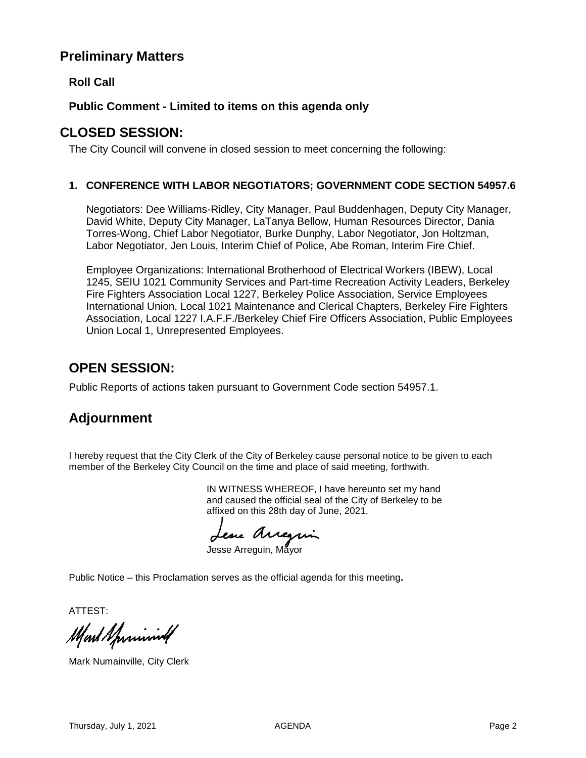## Preliminary Matters

**Roll Call**

**Public Comment - Limited to items on this agenda only**

## CLOSED SESSION:

The City Council will convene in closed session to meet concerning the following:

**1. CONFERENCE WITH LABOR NEGOTIATORS; GOVERNMENT CODE SECTION 54957.6**

Negotiators: Dee Williams-Ridley, City Manager, Paul Buddenhagen, Deputy City Manager, David White, Deputy City Manager, LaTanya Bellow, Human Resources Director, Dania Torres-Wong, Chief Labor Negotiator, Burke Dunphy, Labor Negotiator, Jon Holtzman, Labor Negotiator, Jen Louis, Interim Chief of Police, Abe Roman, Interim Fire Chief.

Employee Organizations: International Brotherhood of Electrical Workers (IBEW), Local 1245, SEIU 1021 Community Services and Part-time Recreation Activity Leaders, Berkeley Fire Fighters Association Local 1227, Berkeley Police Association, Service Employees International Union, Local 1021 Maintenance and Clerical Chapters, Berkeley Fire Fighters Association, Local 1227 I.A.F.F./Berkeley Chief Fire Officers Association, Public Employees Union Local 1, Unrepresented Employees.

## OPEN SESSION:

Public Reports of actions taken pursuant to Government Code section 54957.1.

## Adjournment

I hereby request that the City Clerk of the City of Berkeley cause personal notice to be given to each member of the Berkeley City Council on the time and place of said meeting, forthwith.

IN WITNESS WHEREOF, I have hereunto set my hand and caused the official seal of the City of Berkeley to be affixed on this 28th day of June, 2021.

Jesse Arreguin, Mayor

Public Notice – this Proclamation serves as the official agenda for this meeting.

ATTEST:

Mark Numainville, City Clerk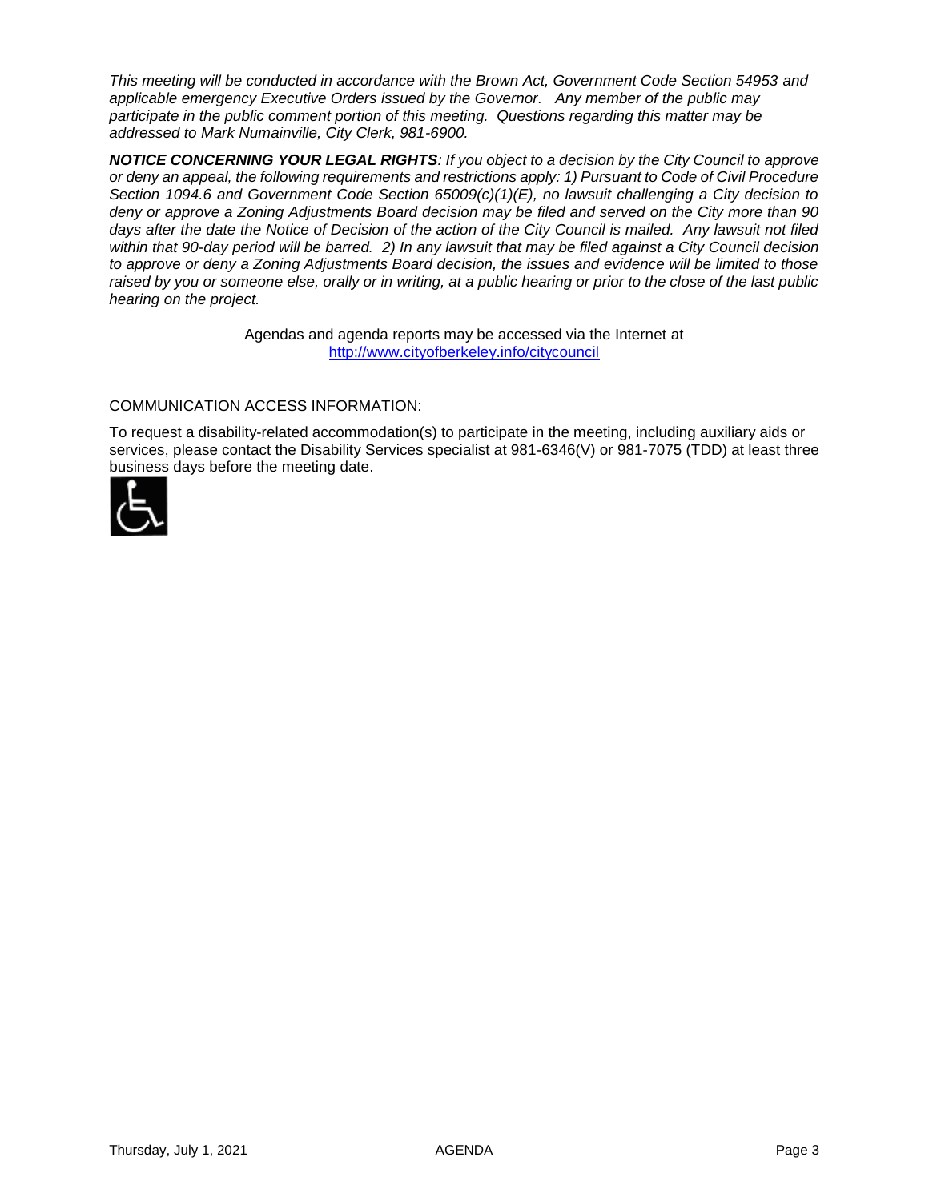*This meeting will be conducted in accordance with the Brown Act, Government Code Section 54953 and applicable emergency Executive Orders issued by the Governor. Any member of the public may participate in the public comment portion of this meeting. Questions regarding this matter may be addressed to Mark Numainville, City Clerk, 981-6900.*

***NOTICE CONCERNING YOUR LEGAL RIGHTS**: If you object to a decision by the City Council to approve or deny an appeal, the following requirements and restrictions apply: 1) Pursuant to Code of Civil Procedure Section 1094.6 and Government Code Section 65009(c)(1)(E), no lawsuit challenging a City decision to deny or approve a Zoning Adjustments Board decision may be filed and served on the City more than 90 days after the date the Notice of Decision of the action of the City Council is mailed. Any lawsuit not filed within that 90-day period will be barred. 2) In any lawsuit that may be filed against a City Council decision to approve or deny a Zoning Adjustments Board decision, the issues and evidence will be limited to those raised by you or someone else, orally or in writing, at a public hearing or prior to the close of the last public hearing on the project.*

Agendas and agenda reports may be accessed via the Internet at
http://www.cityofberkeley.info/citycouncil

COMMUNICATION ACCESS INFORMATION:

To request a disability-related accommodation(s) to participate in the meeting, including auxiliary aids or services, please contact the Disability Services specialist at 981-6346(V) or 981-7075 (TDD) at least three business days before the meeting date.